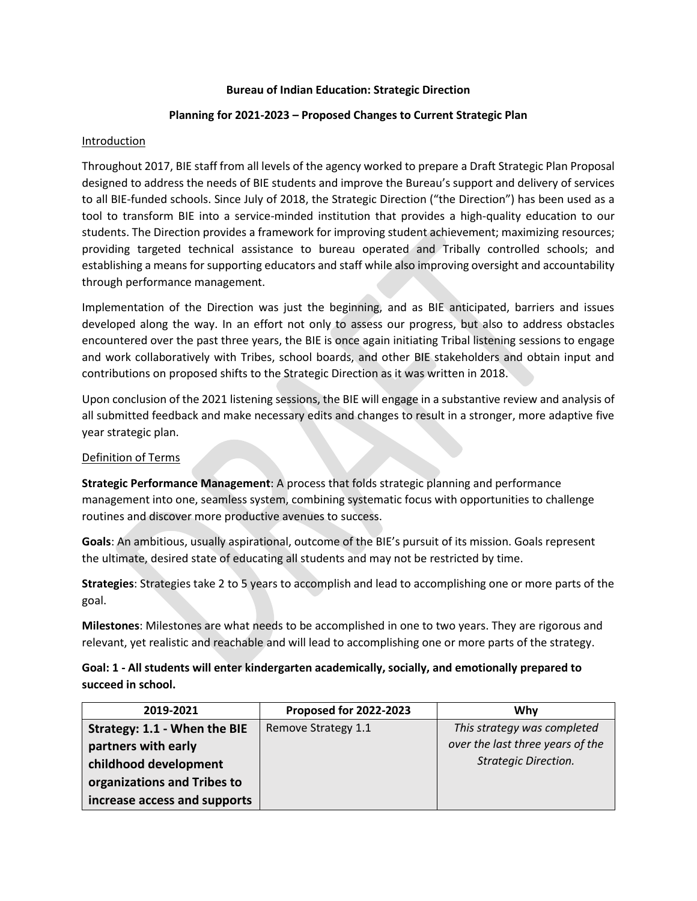# Bureau of Indian Education: Strategic Direction

## Planning for 2021-2023 – Proposed Changes to Current Strategic Plan

### Introduction

Throughout 2017, BIE staff from all levels of the agency worked to prepare a Draft Strategic Plan Proposal designed to address the needs of BIE students and improve the Bureau's support and delivery of services to all BIE-funded schools. Since July of 2018, the Strategic Direction ("the Direction") has been used as a tool to transform BIE into a service-minded institution that provides a high-quality education to our students. The Direction provides a framework for improving student achievement; maximizing resources; providing targeted technical assistance to bureau operated and Tribally controlled schools; and establishing a means for supporting educators and staff while also improving oversight and accountability through performance management.

Implementation of the Direction was just the beginning, and as BIE anticipated, barriers and issues developed along the way. In an effort not only to assess our progress, but also to address obstacles encountered over the past three years, the BIE is once again initiating Tribal listening sessions to engage and work collaboratively with Tribes, school boards, and other BIE stakeholders and obtain input and contributions on proposed shifts to the Strategic Direction as it was written in 2018.

Upon conclusion of the 2021 listening sessions, the BIE will engage in a substantive review and analysis of all submitted feedback and make necessary edits and changes to result in a stronger, more adaptive five year strategic plan.

### Definition of Terms

**Strategic Performance Management**: A process that folds strategic planning and performance management into one, seamless system, combining systematic focus with opportunities to challenge routines and discover more productive avenues to success.

**Goals**: An ambitious, usually aspirational, outcome of the BIE's pursuit of its mission. Goals represent the ultimate, desired state of educating all students and may not be restricted by time.

**Strategies**: Strategies take 2 to 5 years to accomplish and lead to accomplishing one or more parts of the goal.

**Milestones**: Milestones are what needs to be accomplished in one to two years. They are rigorous and relevant, yet realistic and reachable and will lead to accomplishing one or more parts of the strategy.

**Goal: 1 - All students will enter kindergarten academically, socially, and emotionally prepared to succeed in school.**

| 2019-2021 | Proposed for 2022-2023 | Why |
|---|---|---|
| **Strategy: 1.1 - When the BIE partners with early childhood development organizations and Tribes to increase access and supports** | Remove Strategy 1.1 | *This strategy was completed over the last three years of the Strategic Direction.* |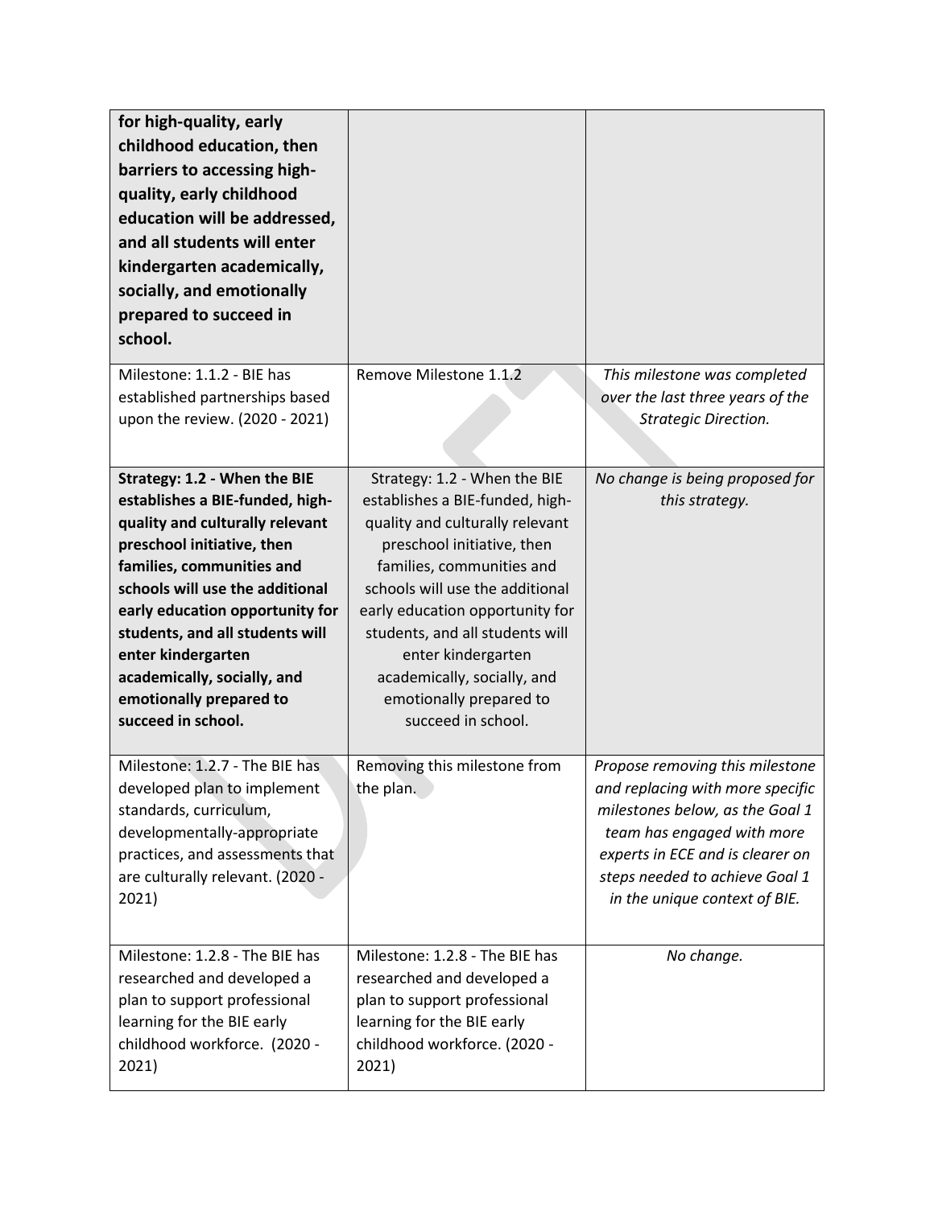| | | |
|---|---|---|
| **for high-quality, early childhood education, then barriers to accessing high-quality, early childhood education will be addressed, and all students will enter kindergarten academically, socially, and emotionally prepared to succeed in school.** | | |
| Milestone: 1.1.2 - BIE has established partnerships based upon the review. (2020 - 2021) | Remove Milestone 1.1.2 | *This milestone was completed over the last three years of the Strategic Direction.* |
| **Strategy: 1.2 - When the BIE establishes a BIE-funded, high-quality and culturally relevant preschool initiative, then families, communities and schools will use the additional early education opportunity for students, and all students will enter kindergarten academically, socially, and emotionally prepared to succeed in school.** | Strategy: 1.2 - When the BIE establishes a BIE-funded, high-quality and culturally relevant preschool initiative, then families, communities and schools will use the additional early education opportunity for students, and all students will enter kindergarten academically, socially, and emotionally prepared to succeed in school. | *No change is being proposed for this strategy.* |
| Milestone: 1.2.7 - The BIE has developed plan to implement standards, curriculum, developmentally-appropriate practices, and assessments that are culturally relevant. (2020 - 2021) | Removing this milestone from the plan. | *Propose removing this milestone and replacing with more specific milestones below, as the Goal 1 team has engaged with more experts in ECE and is clearer on steps needed to achieve Goal 1 in the unique context of BIE.* |
| Milestone: 1.2.8 - The BIE has researched and developed a plan to support professional learning for the BIE early childhood workforce. (2020 - 2021) | Milestone: 1.2.8 - The BIE has researched and developed a plan to support professional learning for the BIE early childhood workforce. (2020 - 2021) | *No change.* |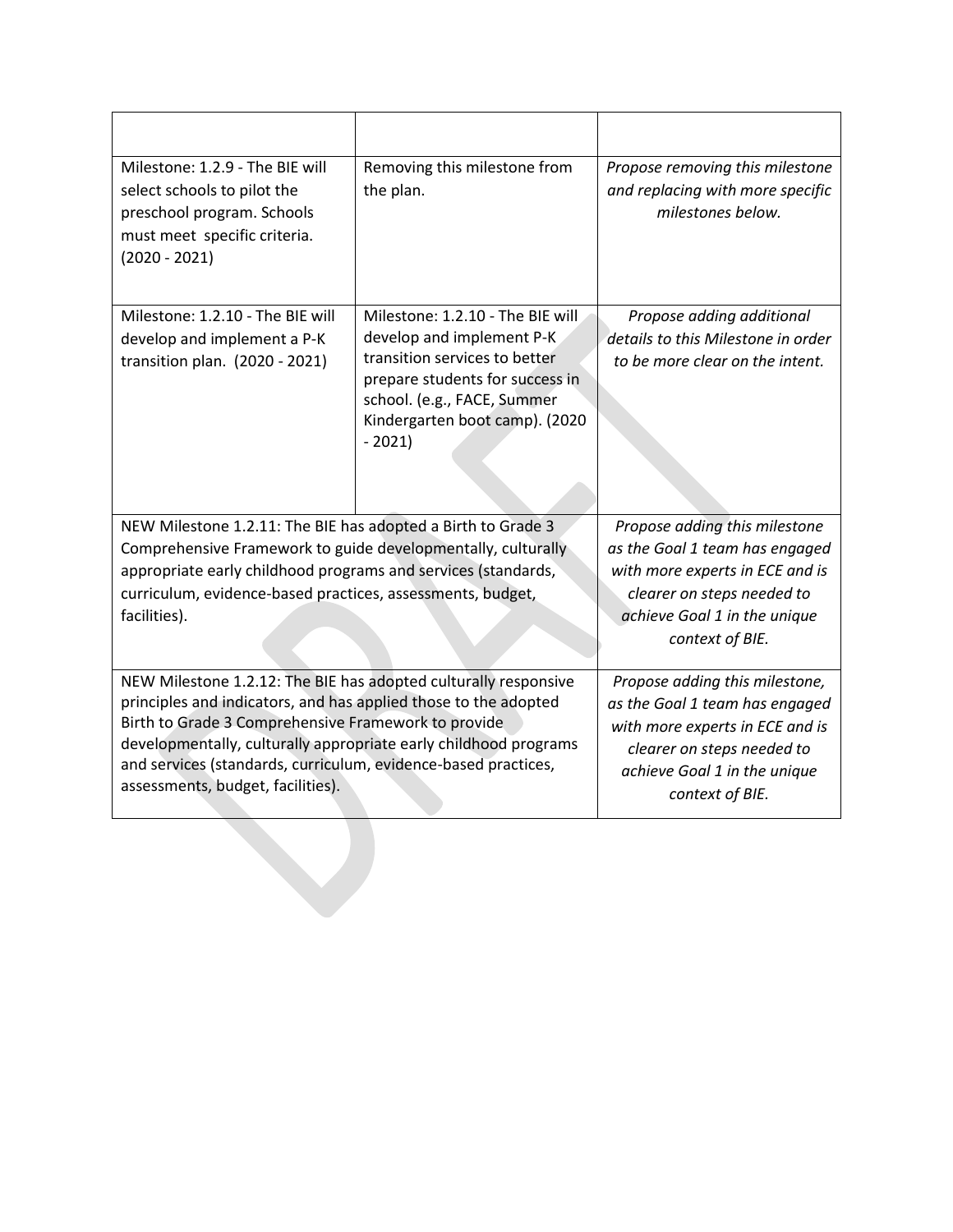| | | |
|---|---|---|
| Milestone: 1.2.9 - The BIE will select schools to pilot the preschool program. Schools must meet specific criteria. (2020 - 2021) | Removing this milestone from the plan. | *Propose removing this milestone and replacing with more specific milestones below.* |
| Milestone: 1.2.10 - The BIE will develop and implement a P-K transition plan. (2020 - 2021) | Milestone: 1.2.10 - The BIE will develop and implement P-K transition services to better prepare students for success in school. (e.g., FACE, Summer Kindergarten boot camp). (2020 - 2021) | *Propose adding additional details to this Milestone in order to be more clear on the intent.* |
| NEW Milestone 1.2.11: The BIE has adopted a Birth to Grade 3 Comprehensive Framework to guide developmentally, culturally appropriate early childhood programs and services (standards, curriculum, evidence-based practices, assessments, budget, facilities). | | *Propose adding this milestone as the Goal 1 team has engaged with more experts in ECE and is clearer on steps needed to achieve Goal 1 in the unique context of BIE.* |
| NEW Milestone 1.2.12: The BIE has adopted culturally responsive principles and indicators, and has applied those to the adopted Birth to Grade 3 Comprehensive Framework to provide developmentally, culturally appropriate early childhood programs and services (standards, curriculum, evidence-based practices, assessments, budget, facilities). | | *Propose adding this milestone, as the Goal 1 team has engaged with more experts in ECE and is clearer on steps needed to achieve Goal 1 in the unique context of BIE.* |